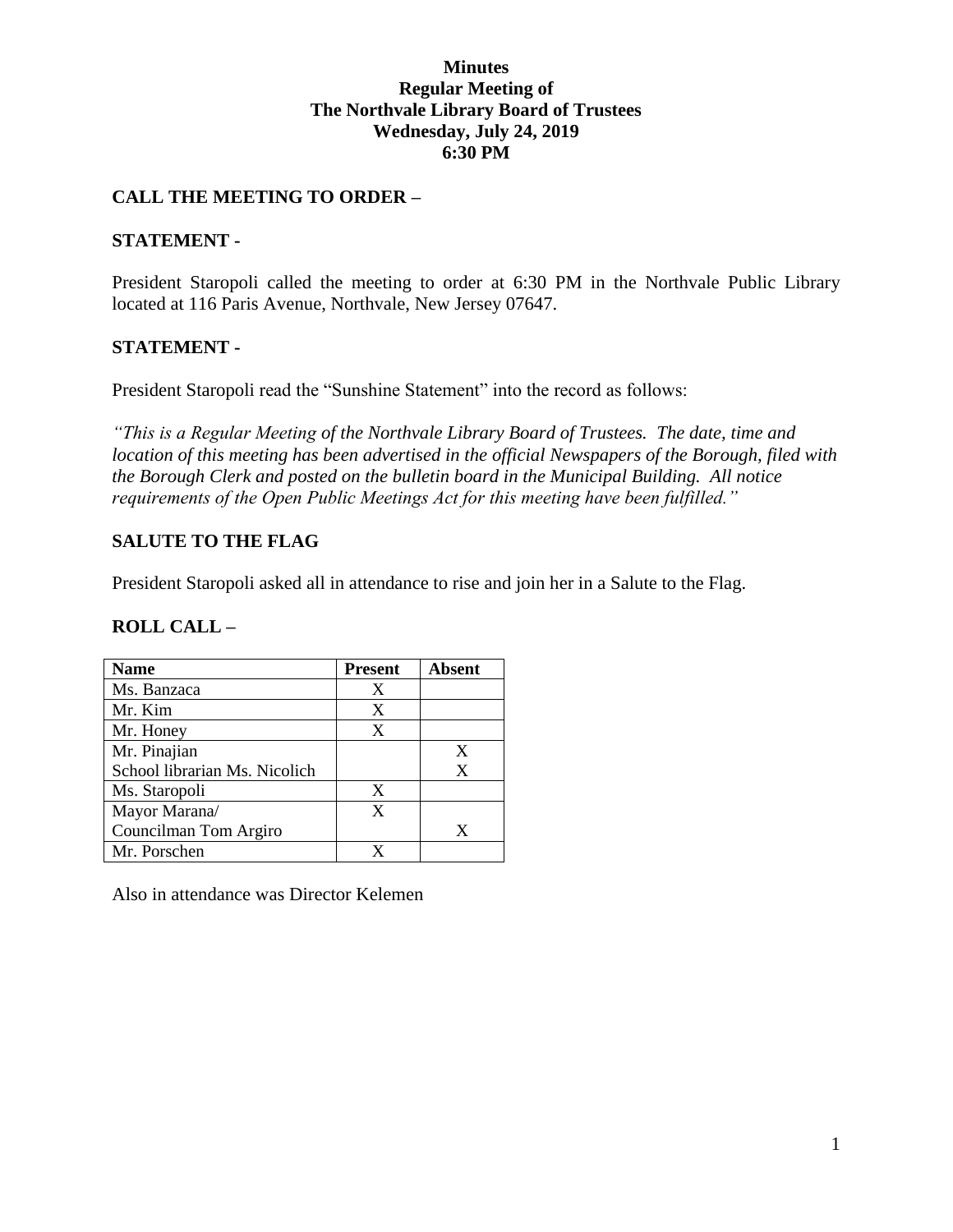**Minutes**
**Regular Meeting of**
**The Northvale Library Board of Trustees**
**Wednesday, July 24, 2019**
**6:30 PM**

## CALL THE MEETING TO ORDER –

## STATEMENT -

President Staropoli called the meeting to order at 6:30 PM in the Northvale Public Library located at 116 Paris Avenue, Northvale, New Jersey 07647.

## STATEMENT -

President Staropoli read the "Sunshine Statement" into the record as follows:

*"This is a Regular Meeting of the Northvale Library Board of Trustees. The date, time and location of this meeting has been advertised in the official Newspapers of the Borough, filed with the Borough Clerk and posted on the bulletin board in the Municipal Building. All notice requirements of the Open Public Meetings Act for this meeting have been fulfilled."*

## SALUTE TO THE FLAG

President Staropoli asked all in attendance to rise and join her in a Salute to the Flag.

## ROLL CALL –

| Name | Present | Absent |
|---|---|---|
| Ms. Banzaca | X | |
| Mr. Kim | X | |
| Mr. Honey | X | |
| Mr. Pinajian | | X |
| School librarian Ms. Nicolich | | X |
| Ms. Staropoli | X | |
| Mayor Marana/ | X | |
| Councilman Tom Argiro | | X |
| Mr. Porschen | X | |

Also in attendance was Director Kelemen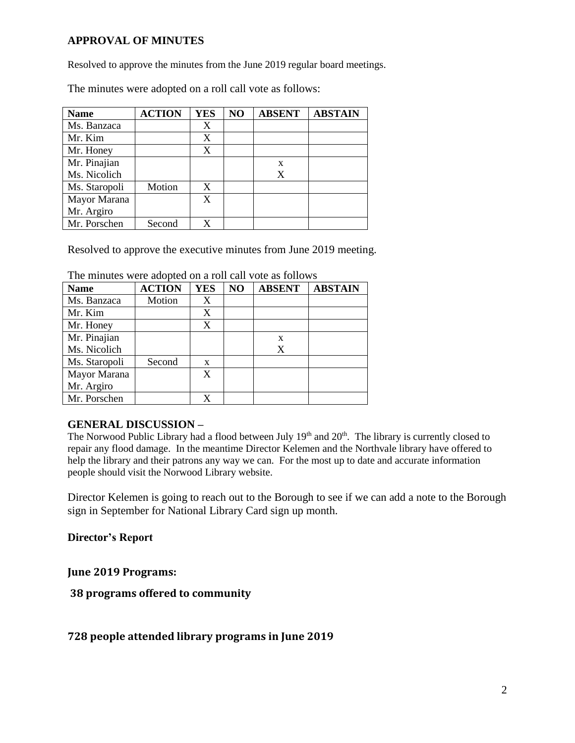## APPROVAL OF MINUTES

Resolved to approve the minutes from the June 2019 regular board meetings.

The minutes were adopted on a roll call vote as follows:

| Name | ACTION | YES | NO | ABSENT | ABSTAIN |
|---|---|---|---|---|---|
| Ms. Banzaca | | X | | | |
| Mr. Kim | | X | | | |
| Mr. Honey | | X | | | |
| Mr. Pinajian | | | | x | |
| Ms. Nicolich | | | | X | |
| Ms. Staropoli | Motion | X | | | |
| Mayor Marana | | X | | | |
| Mr. Argiro | | | | | |
| Mr. Porschen | Second | X | | | |

Resolved to approve the executive minutes from June 2019 meeting.

The minutes were adopted on a roll call vote as follows

| Name | ACTION | YES | NO | ABSENT | ABSTAIN |
|---|---|---|---|---|---|
| Ms. Banzaca | Motion | X | | | |
| Mr. Kim | | X | | | |
| Mr. Honey | | X | | | |
| Mr. Pinajian | | | | x | |
| Ms. Nicolich | | | | X | |
| Ms. Staropoli | Second | x | | | |
| Mayor Marana | | X | | | |
| Mr. Argiro | | | | | |
| Mr. Porschen | | X | | | |

## GENERAL DISCUSSION –

The Norwood Public Library had a flood between July 19th and 20th. The library is currently closed to repair any flood damage. In the meantime Director Kelemen and the Northvale library have offered to help the library and their patrons any way we can. For the most up to date and accurate information people should visit the Norwood Library website.

Director Kelemen is going to reach out to the Borough to see if we can add a note to the Borough sign in September for National Library Card sign up month.

**Director's Report**

**June 2019 Programs:**

**38 programs offered to community**

**728 people attended library programs in June 2019**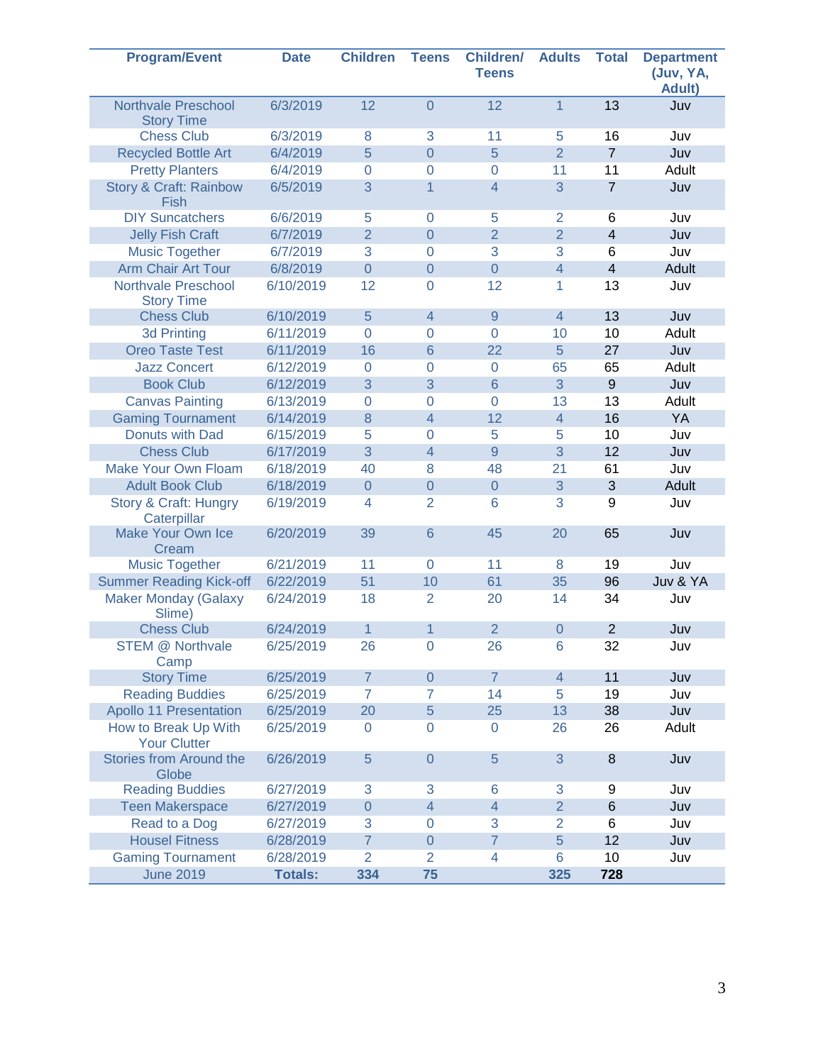| Program/Event | Date | Children | Teens | Children/ Teens | Adults | Total | Department (Juv, YA, Adult) |
|---|---|---|---|---|---|---|---|
| Northvale Preschool Story Time | 6/3/2019 | 12 | 0 | 12 | 1 | 13 | Juv |
| Chess Club | 6/3/2019 | 8 | 3 | 11 | 5 | 16 | Juv |
| Recycled Bottle Art | 6/4/2019 | 5 | 0 | 5 | 2 | 7 | Juv |
| Pretty Planters | 6/4/2019 | 0 | 0 | 0 | 11 | 11 | Adult |
| Story & Craft: Rainbow Fish | 6/5/2019 | 3 | 1 | 4 | 3 | 7 | Juv |
| DIY Suncatchers | 6/6/2019 | 5 | 0 | 5 | 2 | 6 | Juv |
| Jelly Fish Craft | 6/7/2019 | 2 | 0 | 2 | 2 | 4 | Juv |
| Music Together | 6/7/2019 | 3 | 0 | 3 | 3 | 6 | Juv |
| Arm Chair Art Tour | 6/8/2019 | 0 | 0 | 0 | 4 | 4 | Adult |
| Northvale Preschool Story Time | 6/10/2019 | 12 | 0 | 12 | 1 | 13 | Juv |
| Chess Club | 6/10/2019 | 5 | 4 | 9 | 4 | 13 | Juv |
| 3d Printing | 6/11/2019 | 0 | 0 | 0 | 10 | 10 | Adult |
| Oreo Taste Test | 6/11/2019 | 16 | 6 | 22 | 5 | 27 | Juv |
| Jazz Concert | 6/12/2019 | 0 | 0 | 0 | 65 | 65 | Adult |
| Book Club | 6/12/2019 | 3 | 3 | 6 | 3 | 9 | Juv |
| Canvas Painting | 6/13/2019 | 0 | 0 | 0 | 13 | 13 | Adult |
| Gaming Tournament | 6/14/2019 | 8 | 4 | 12 | 4 | 16 | YA |
| Donuts with Dad | 6/15/2019 | 5 | 0 | 5 | 5 | 10 | Juv |
| Chess Club | 6/17/2019 | 3 | 4 | 9 | 3 | 12 | Juv |
| Make Your Own Floam | 6/18/2019 | 40 | 8 | 48 | 21 | 61 | Juv |
| Adult Book Club | 6/18/2019 | 0 | 0 | 0 | 3 | 3 | Adult |
| Story & Craft: Hungry Caterpillar | 6/19/2019 | 4 | 2 | 6 | 3 | 9 | Juv |
| Make Your Own Ice Cream | 6/20/2019 | 39 | 6 | 45 | 20 | 65 | Juv |
| Music Together | 6/21/2019 | 11 | 0 | 11 | 8 | 19 | Juv |
| Summer Reading Kick-off | 6/22/2019 | 51 | 10 | 61 | 35 | 96 | Juv & YA |
| Maker Monday (Galaxy Slime) | 6/24/2019 | 18 | 2 | 20 | 14 | 34 | Juv |
| Chess Club | 6/24/2019 | 1 | 1 | 2 | 0 | 2 | Juv |
| STEM @ Northvale Camp | 6/25/2019 | 26 | 0 | 26 | 6 | 32 | Juv |
| Story Time | 6/25/2019 | 7 | 0 | 7 | 4 | 11 | Juv |
| Reading Buddies | 6/25/2019 | 7 | 7 | 14 | 5 | 19 | Juv |
| Apollo 11 Presentation | 6/25/2019 | 20 | 5 | 25 | 13 | 38 | Juv |
| How to Break Up With Your Clutter | 6/25/2019 | 0 | 0 | 0 | 26 | 26 | Adult |
| Stories from Around the Globe | 6/26/2019 | 5 | 0 | 5 | 3 | 8 | Juv |
| Reading Buddies | 6/27/2019 | 3 | 3 | 6 | 3 | 9 | Juv |
| Teen Makerspace | 6/27/2019 | 0 | 4 | 4 | 2 | 6 | Juv |
| Read to a Dog | 6/27/2019 | 3 | 0 | 3 | 2 | 6 | Juv |
| Housel Fitness | 6/28/2019 | 7 | 0 | 7 | 5 | 12 | Juv |
| Gaming Tournament | 6/28/2019 | 2 | 2 | 4 | 6 | 10 | Juv |
| June 2019 | **Totals:** | **334** | **75** | | **325** | **728** | |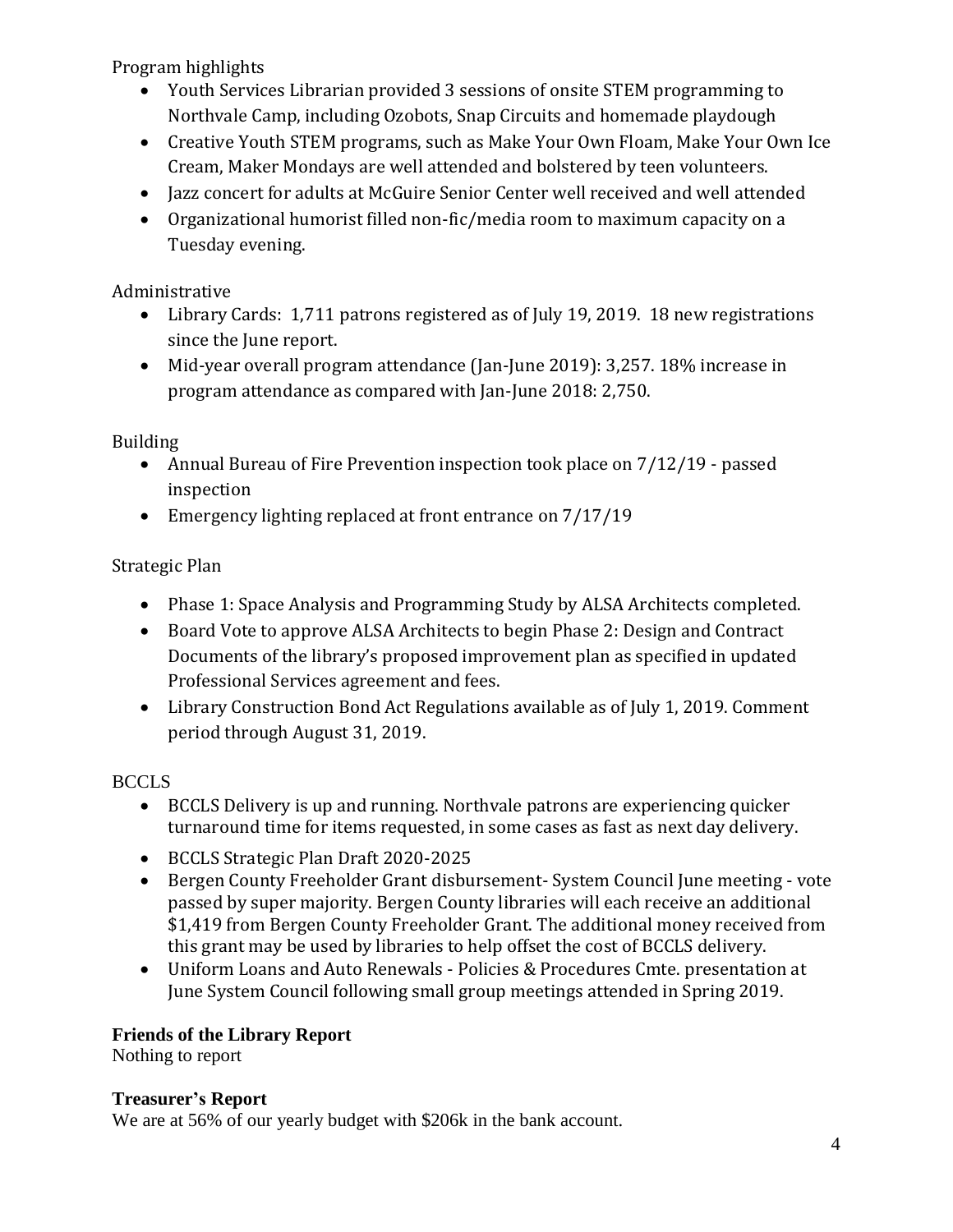Program highlights

- Youth Services Librarian provided 3 sessions of onsite STEM programming to Northvale Camp, including Ozobots, Snap Circuits and homemade playdough
- Creative Youth STEM programs, such as Make Your Own Floam, Make Your Own Ice Cream, Maker Mondays are well attended and bolstered by teen volunteers.
- Jazz concert for adults at McGuire Senior Center well received and well attended
- Organizational humorist filled non-fic/media room to maximum capacity on a Tuesday evening.

Administrative

- Library Cards: 1,711 patrons registered as of July 19, 2019. 18 new registrations since the June report.
- Mid-year overall program attendance (Jan-June 2019): 3,257. 18% increase in program attendance as compared with Jan-June 2018: 2,750.

Building

- Annual Bureau of Fire Prevention inspection took place on 7/12/19 - passed inspection
- Emergency lighting replaced at front entrance on 7/17/19

Strategic Plan

- Phase 1: Space Analysis and Programming Study by ALSA Architects completed.
- Board Vote to approve ALSA Architects to begin Phase 2: Design and Contract Documents of the library's proposed improvement plan as specified in updated Professional Services agreement and fees.
- Library Construction Bond Act Regulations available as of July 1, 2019. Comment period through August 31, 2019.

BCCLS

- BCCLS Delivery is up and running. Northvale patrons are experiencing quicker turnaround time for items requested, in some cases as fast as next day delivery.
- BCCLS Strategic Plan Draft 2020-2025
- Bergen County Freeholder Grant disbursement- System Council June meeting - vote passed by super majority. Bergen County libraries will each receive an additional $1,419 from Bergen County Freeholder Grant. The additional money received from this grant may be used by libraries to help offset the cost of BCCLS delivery.
- Uniform Loans and Auto Renewals - Policies & Procedures Cmte. presentation at June System Council following small group meetings attended in Spring 2019.

**Friends of the Library Report**

Nothing to report

**Treasurer's Report**

We are at 56% of our yearly budget with $206k in the bank account.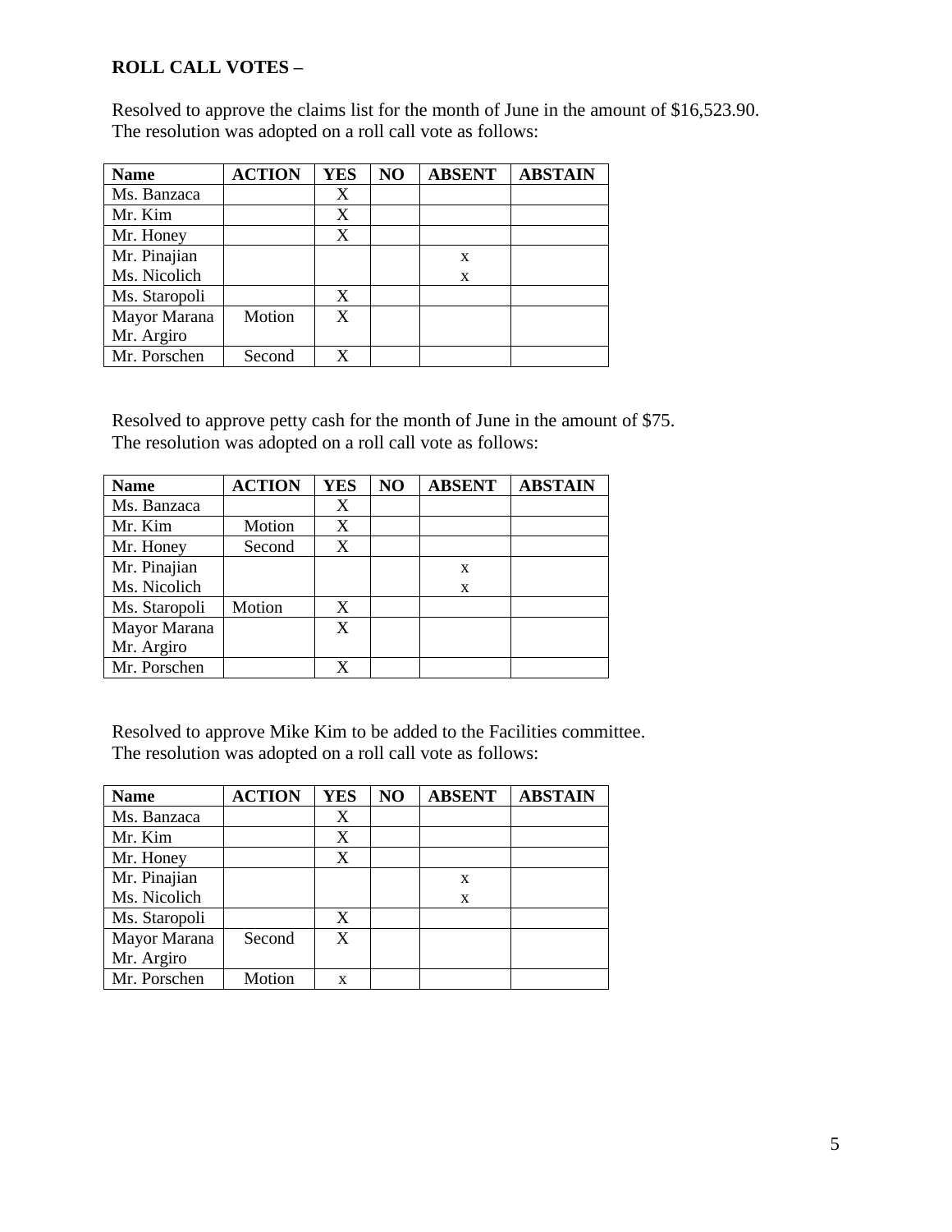**ROLL CALL VOTES –**

Resolved to approve the claims list for the month of June in the amount of $16,523.90.
The resolution was adopted on a roll call vote as follows:

| Name | ACTION | YES | NO | ABSENT | ABSTAIN |
|---|---|---|---|---|---|
| Ms. Banzaca | | X | | | |
| Mr. Kim | | X | | | |
| Mr. Honey | | X | | | |
| Mr. Pinajian | | | | x | |
| Ms. Nicolich | | | | x | |
| Ms. Staropoli | | X | | | |
| Mayor Marana | Motion | X | | | |
| Mr. Argiro | | | | | |
| Mr. Porschen | Second | X | | | |

Resolved to approve petty cash for the month of June in the amount of $75.
The resolution was adopted on a roll call vote as follows:

| Name | ACTION | YES | NO | ABSENT | ABSTAIN |
|---|---|---|---|---|---|
| Ms. Banzaca | | X | | | |
| Mr. Kim | Motion | X | | | |
| Mr. Honey | Second | X | | | |
| Mr. Pinajian | | | | x | |
| Ms. Nicolich | | | | x | |
| Ms. Staropoli | Motion | X | | | |
| Mayor Marana | | X | | | |
| Mr. Argiro | | | | | |
| Mr. Porschen | | X | | | |

Resolved to approve Mike Kim to be added to the Facilities committee.
The resolution was adopted on a roll call vote as follows:

| Name | ACTION | YES | NO | ABSENT | ABSTAIN |
|---|---|---|---|---|---|
| Ms. Banzaca | | X | | | |
| Mr. Kim | | X | | | |
| Mr. Honey | | X | | | |
| Mr. Pinajian | | | | x | |
| Ms. Nicolich | | | | x | |
| Ms. Staropoli | | X | | | |
| Mayor Marana | Second | X | | | |
| Mr. Argiro | | | | | |
| Mr. Porschen | Motion | x | | | |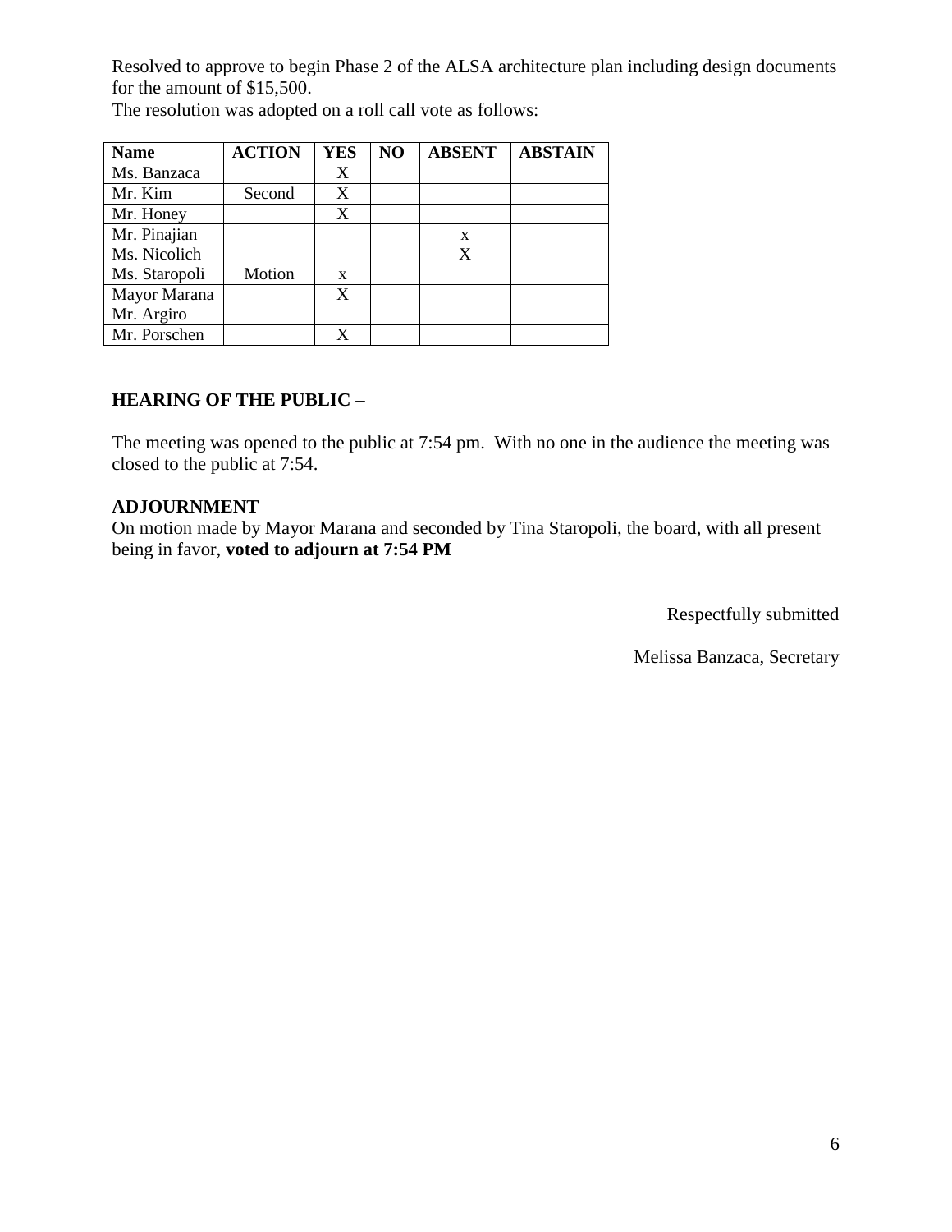Resolved to approve to begin Phase 2 of the ALSA architecture plan including design documents for the amount of $15,500.
The resolution was adopted on a roll call vote as follows:

| Name | ACTION | YES | NO | ABSENT | ABSTAIN |
|---|---|---|---|---|---|
| Ms. Banzaca | | X | | | |
| Mr. Kim | Second | X | | | |
| Mr. Honey | | X | | | |
| Mr. Pinajian | | | | x | |
| Ms. Nicolich | | | | X | |
| Ms. Staropoli | Motion | x | | | |
| Mayor Marana | | X | | | |
| Mr. Argiro | | | | | |
| Mr. Porschen | | X | | | |

**HEARING OF THE PUBLIC –**

The meeting was opened to the public at 7:54 pm. With no one in the audience the meeting was closed to the public at 7:54.

**ADJOURNMENT**

On motion made by Mayor Marana and seconded by Tina Staropoli, the board, with all present being in favor, **voted to adjourn at 7:54 PM**

Respectfully submitted

Melissa Banzaca, Secretary